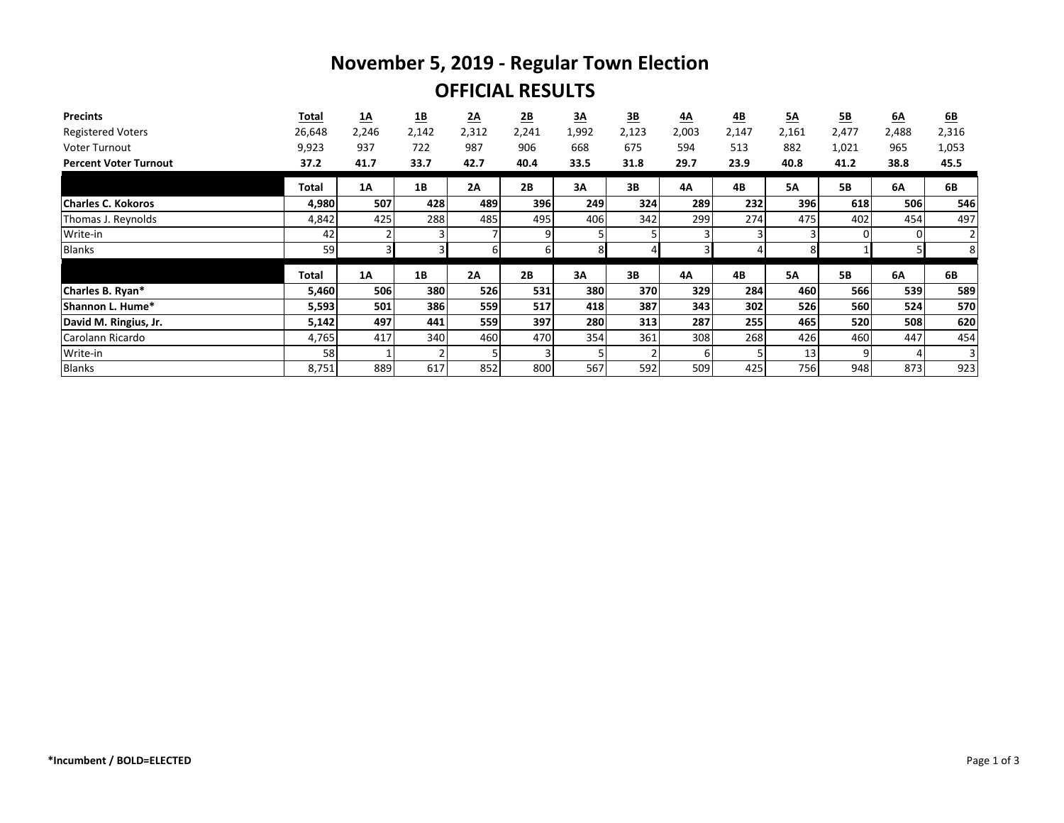# November 5, 2019 - Regular Town Election

## OFFICIAL RESULTS

| Precints | Total | 1A | 1B | 2A | 2B | 3A | 3B | 4A | 4B | 5A | 5B | 6A | 6B |
|---|---|---|---|---|---|---|---|---|---|---|---|---|---|
| Registered Voters | 26,648 | 2,246 | 2,142 | 2,312 | 2,241 | 1,992 | 2,123 | 2,003 | 2,147 | 2,161 | 2,477 | 2,488 | 2,316 |
| Voter Turnout | 9,923 | 937 | 722 | 987 | 906 | 668 | 675 | 594 | 513 | 882 | 1,021 | 965 | 1,053 |
| **Percent Voter Turnout** | **37.2** | **41.7** | **33.7** | **42.7** | **40.4** | **33.5** | **31.8** | **29.7** | **23.9** | **40.8** | **41.2** | **38.8** | **45.5** |

| | Total | 1A | 1B | 2A | 2B | 3A | 3B | 4A | 4B | 5A | 5B | 6A | 6B |
|---|---|---|---|---|---|---|---|---|---|---|---|---|---|
| **Charles C. Kokoros** | **4,980** | **507** | **428** | **489** | **396** | **249** | **324** | **289** | **232** | **396** | **618** | **506** | **546** |
| Thomas J. Reynolds | 4,842 | 425 | 288 | 485 | 495 | 406 | 342 | 299 | 274 | 475 | 402 | 454 | 497 |
| Write-in | 42 | 2 | 3 | 7 | 9 | 5 | 5 | 3 | 3 | 3 | 0 | 0 | 2 |
| Blanks | 59 | 3 | 3 | 6 | 6 | 8 | 4 | 3 | 4 | 8 | 1 | 5 | 8 |

| | Total | 1A | 1B | 2A | 2B | 3A | 3B | 4A | 4B | 5A | 5B | 6A | 6B |
|---|---|---|---|---|---|---|---|---|---|---|---|---|---|
| **Charles B. Ryan*** | **5,460** | **506** | **380** | **526** | **531** | **380** | **370** | **329** | **284** | **460** | **566** | **539** | **589** |
| **Shannon L. Hume*** | **5,593** | **501** | **386** | **559** | **517** | **418** | **387** | **343** | **302** | **526** | **560** | **524** | **570** |
| **David M. Ringius, Jr.** | **5,142** | **497** | **441** | **559** | **397** | **280** | **313** | **287** | **255** | **465** | **520** | **508** | **620** |
| Carolann Ricardo | 4,765 | 417 | 340 | 460 | 470 | 354 | 361 | 308 | 268 | 426 | 460 | 447 | 454 |
| Write-in | 58 | 1 | 2 | 5 | 3 | 5 | 2 | 6 | 5 | 13 | 9 | 4 | 3 |
| Blanks | 8,751 | 889 | 617 | 852 | 800 | 567 | 592 | 509 | 425 | 756 | 948 | 873 | 923 |

**\*Incumbent / BOLD=ELECTED**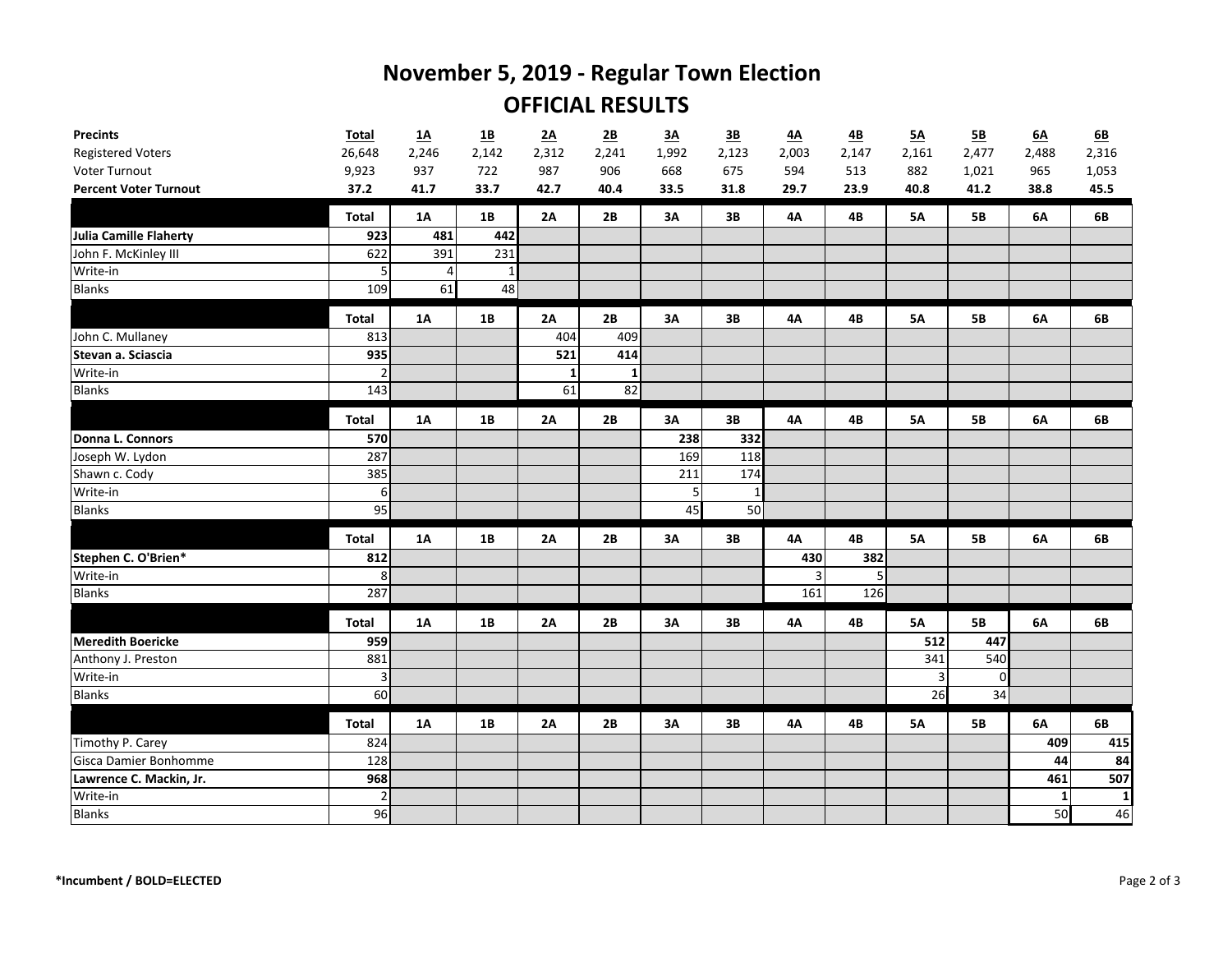# November 5, 2019 - Regular Town Election

## OFFICIAL RESULTS

| **Precints** | **Total** | **1A** | **1B** | **2A** | **2B** | **3A** | **3B** | **4A** | **4B** | **5A** | **5B** | **6A** | **6B** |
|---|---|---|---|---|---|---|---|---|---|---|---|---|---|
| Registered Voters | 26,648 | 2,246 | 2,142 | 2,312 | 2,241 | 1,992 | 2,123 | 2,003 | 2,147 | 2,161 | 2,477 | 2,488 | 2,316 |
| Voter Turnout | 9,923 | 937 | 722 | 987 | 906 | 668 | 675 | 594 | 513 | 882 | 1,021 | 965 | 1,053 |
| **Percent Voter Turnout** | **37.2** | **41.7** | **33.7** | **42.7** | **40.4** | **33.5** | **31.8** | **29.7** | **23.9** | **40.8** | **41.2** | **38.8** | **45.5** |

| | **Total** | **1A** | **1B** | **2A** | **2B** | **3A** | **3B** | **4A** | **4B** | **5A** | **5B** | **6A** | **6B** |
|---|---|---|---|---|---|---|---|---|---|---|---|---|---|
| **Julia Camille Flaherty** | **923** | **481** | **442** | | | | | | | | | | |
| John F. McKinley III | 622 | 391 | 231 | | | | | | | | | | |
| Write-in | 5 | 4 | 1 | | | | | | | | | | |
| Blanks | 109 | 61 | 48 | | | | | | | | | | |

| | **Total** | **1A** | **1B** | **2A** | **2B** | **3A** | **3B** | **4A** | **4B** | **5A** | **5B** | **6A** | **6B** |
|---|---|---|---|---|---|---|---|---|---|---|---|---|---|
| John C. Mullaney | 813 | | | 404 | 409 | | | | | | | | |
| **Stevan a. Sciascia** | **935** | | | **521** | **414** | | | | | | | | |
| Write-in | 2 | | | 1 | 1 | | | | | | | | |
| Blanks | 143 | | | 61 | 82 | | | | | | | | |

| | **Total** | **1A** | **1B** | **2A** | **2B** | **3A** | **3B** | **4A** | **4B** | **5A** | **5B** | **6A** | **6B** |
|---|---|---|---|---|---|---|---|---|---|---|---|---|---|
| **Donna L. Connors** | **570** | | | | | **238** | **332** | | | | | | |
| Joseph W. Lydon | 287 | | | | | 169 | 118 | | | | | | |
| Shawn c. Cody | 385 | | | | | 211 | 174 | | | | | | |
| Write-in | 6 | | | | | 5 | 1 | | | | | | |
| Blanks | 95 | | | | | 45 | 50 | | | | | | |

| | **Total** | **1A** | **1B** | **2A** | **2B** | **3A** | **3B** | **4A** | **4B** | **5A** | **5B** | **6A** | **6B** |
|---|---|---|---|---|---|---|---|---|---|---|---|---|---|
| **Stephen C. O'Brien*** | **812** | | | | | | | **430** | **382** | | | | |
| Write-in | 8 | | | | | | | 3 | 5 | | | | |
| Blanks | 287 | | | | | | | 161 | 126 | | | | |

| | **Total** | **1A** | **1B** | **2A** | **2B** | **3A** | **3B** | **4A** | **4B** | **5A** | **5B** | **6A** | **6B** |
|---|---|---|---|---|---|---|---|---|---|---|---|---|---|
| **Meredith Boericke** | **959** | | | | | | | | | **512** | **447** | | |
| Anthony J. Preston | 881 | | | | | | | | | 341 | 540 | | |
| Write-in | 3 | | | | | | | | | 3 | 0 | | |
| Blanks | 60 | | | | | | | | | 26 | 34 | | |

| | **Total** | **1A** | **1B** | **2A** | **2B** | **3A** | **3B** | **4A** | **4B** | **5A** | **5B** | **6A** | **6B** |
|---|---|---|---|---|---|---|---|---|---|---|---|---|---|
| Timothy P. Carey | 824 | | | | | | | | | | | 409 | 415 |
| Gisca Damier Bonhomme | 128 | | | | | | | | | | | 44 | 84 |
| **Lawrence C. Mackin, Jr.** | **968** | | | | | | | | | | | **461** | **507** |
| Write-in | 2 | | | | | | | | | | | 1 | 1 |
| Blanks | 96 | | | | | | | | | | | 50 | 46 |

***Incumbent / BOLD=ELECTED**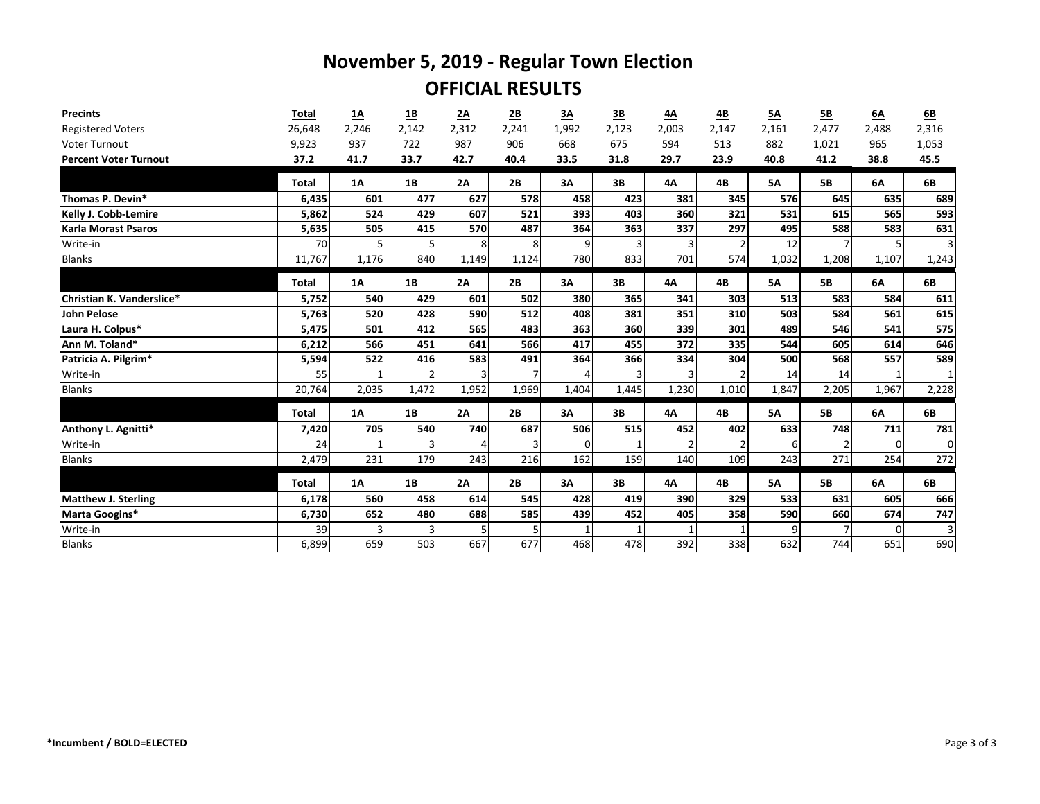# November 5, 2019 - Regular Town Election

## OFFICIAL RESULTS

| Precints | Total | 1A | 1B | 2A | 2B | 3A | 3B | 4A | 4B | 5A | 5B | 6A | 6B |
|---|---|---|---|---|---|---|---|---|---|---|---|---|---|
| Registered Voters | 26,648 | 2,246 | 2,142 | 2,312 | 2,241 | 1,992 | 2,123 | 2,003 | 2,147 | 2,161 | 2,477 | 2,488 | 2,316 |
| Voter Turnout | 9,923 | 937 | 722 | 987 | 906 | 668 | 675 | 594 | 513 | 882 | 1,021 | 965 | 1,053 |
| **Percent Voter Turnout** | **37.2** | **41.7** | **33.7** | **42.7** | **40.4** | **33.5** | **31.8** | **29.7** | **23.9** | **40.8** | **41.2** | **38.8** | **45.5** |

| | Total | 1A | 1B | 2A | 2B | 3A | 3B | 4A | 4B | 5A | 5B | 6A | 6B |
|---|---|---|---|---|---|---|---|---|---|---|---|---|---|
| **Thomas P. Devin*** | **6,435** | **601** | **477** | **627** | **578** | **458** | **423** | **381** | **345** | **576** | **645** | **635** | **689** |
| **Kelly J. Cobb-Lemire** | **5,862** | **524** | **429** | **607** | **521** | **393** | **403** | **360** | **321** | **531** | **615** | **565** | **593** |
| **Karla Morast Psaros** | **5,635** | **505** | **415** | **570** | **487** | **364** | **363** | **337** | **297** | **495** | **588** | **583** | **631** |
| Write-in | 70 | 5 | 5 | 8 | 8 | 9 | 3 | 3 | 2 | 12 | 7 | 5 | 3 |
| Blanks | 11,767 | 1,176 | 840 | 1,149 | 1,124 | 780 | 833 | 701 | 574 | 1,032 | 1,208 | 1,107 | 1,243 |

| | Total | 1A | 1B | 2A | 2B | 3A | 3B | 4A | 4B | 5A | 5B | 6A | 6B |
|---|---|---|---|---|---|---|---|---|---|---|---|---|---|
| **Christian K. Vanderslice*** | **5,752** | **540** | **429** | **601** | **502** | **380** | **365** | **341** | **303** | **513** | **583** | **584** | **611** |
| **John Pelose** | **5,763** | **520** | **428** | **590** | **512** | **408** | **381** | **351** | **310** | **503** | **584** | **561** | **615** |
| **Laura H. Colpus*** | **5,475** | **501** | **412** | **565** | **483** | **363** | **360** | **339** | **301** | **489** | **546** | **541** | **575** |
| **Ann M. Toland*** | **6,212** | **566** | **451** | **641** | **566** | **417** | **455** | **372** | **335** | **544** | **605** | **614** | **646** |
| **Patricia A. Pilgrim*** | **5,594** | **522** | **416** | **583** | **491** | **364** | **366** | **334** | **304** | **500** | **568** | **557** | **589** |
| Write-in | 55 | 1 | 2 | 3 | 7 | 4 | 3 | 3 | 2 | 14 | 14 | 1 | 1 |
| Blanks | 20,764 | 2,035 | 1,472 | 1,952 | 1,969 | 1,404 | 1,445 | 1,230 | 1,010 | 1,847 | 2,205 | 1,967 | 2,228 |

| | Total | 1A | 1B | 2A | 2B | 3A | 3B | 4A | 4B | 5A | 5B | 6A | 6B |
|---|---|---|---|---|---|---|---|---|---|---|---|---|---|
| **Anthony L. Agnitti*** | **7,420** | **705** | **540** | **740** | **687** | **506** | **515** | **452** | **402** | **633** | **748** | **711** | **781** |
| Write-in | 24 | 1 | 3 | 4 | 3 | 0 | 1 | 2 | 2 | 6 | 2 | 0 | 0 |
| Blanks | 2,479 | 231 | 179 | 243 | 216 | 162 | 159 | 140 | 109 | 243 | 271 | 254 | 272 |

| | Total | 1A | 1B | 2A | 2B | 3A | 3B | 4A | 4B | 5A | 5B | 6A | 6B |
|---|---|---|---|---|---|---|---|---|---|---|---|---|---|
| **Matthew J. Sterling** | **6,178** | **560** | **458** | **614** | **545** | **428** | **419** | **390** | **329** | **533** | **631** | **605** | **666** |
| **Marta Googins*** | **6,730** | **652** | **480** | **688** | **585** | **439** | **452** | **405** | **358** | **590** | **660** | **674** | **747** |
| Write-in | 39 | 3 | 3 | 5 | 5 | 1 | 1 | 1 | 1 | 9 | 7 | 0 | 3 |
| Blanks | 6,899 | 659 | 503 | 667 | 677 | 468 | 478 | 392 | 338 | 632 | 744 | 651 | 690 |

***Incumbent / BOLD=ELECTED**